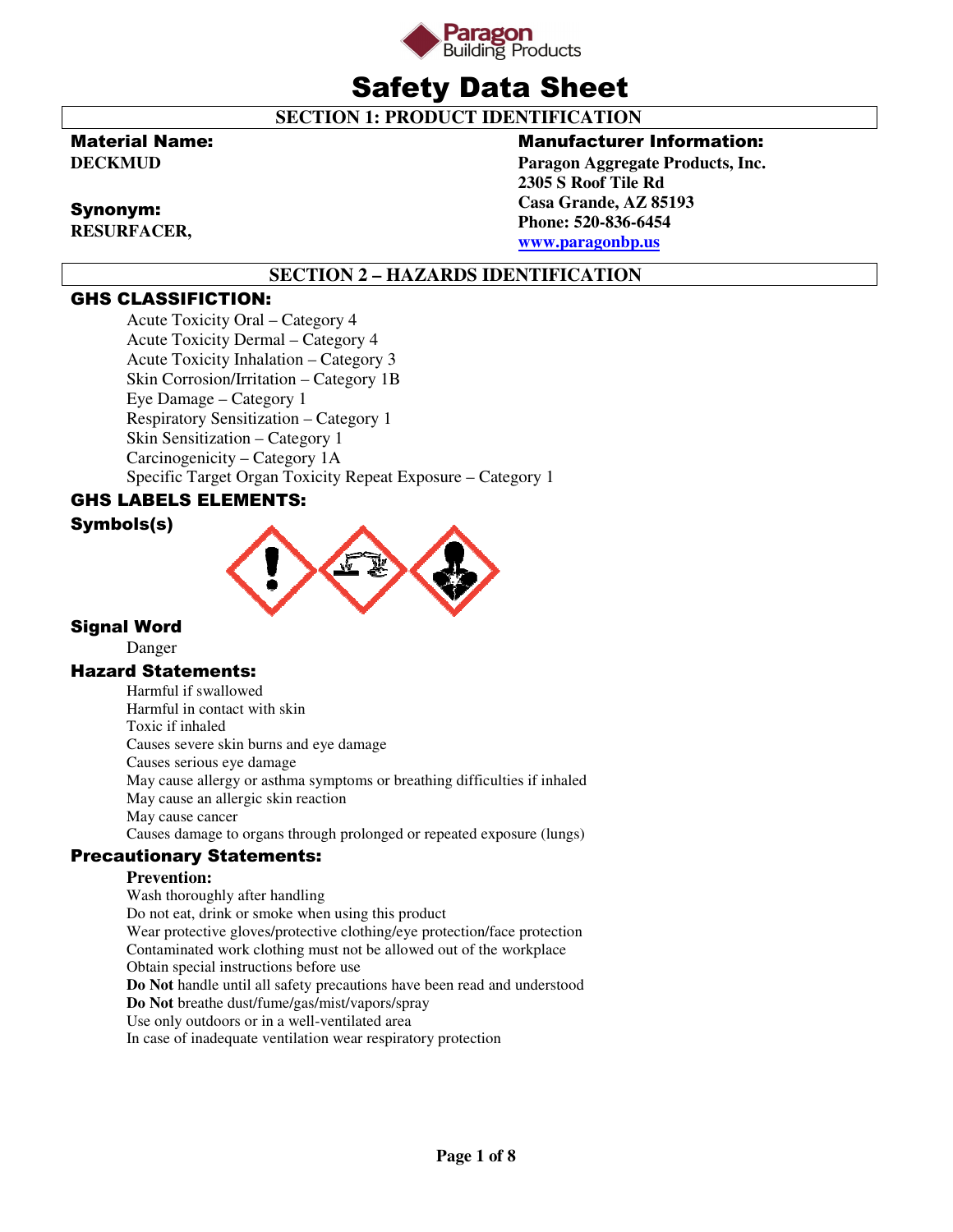Paragon Building Products

# Safety Data Sheet

## SECTION 1: PRODUCT IDENTIFICATION

**Material Name:**
**DECKMUD**

**Synonym:**
**RESURFACER,**

**Manufacturer Information:**
**Paragon Aggregate Products, Inc.**
**2305 S Roof Tile Rd**
**Casa Grande, AZ 85193**
**Phone: 520-836-6454**
**www.paragonbp.us**

## SECTION 2 – HAZARDS IDENTIFICATION

### GHS CLASSIFICTION:

Acute Toxicity Oral – Category 4
Acute Toxicity Dermal – Category 4
Acute Toxicity Inhalation – Category 3
Skin Corrosion/Irritation – Category 1B
Eye Damage – Category 1
Respiratory Sensitization – Category 1
Skin Sensitization – Category 1
Carcinogenicity – Category 1A
Specific Target Organ Toxicity Repeat Exposure – Category 1

### GHS LABELS ELEMENTS:

**Symbols(s)**

**Signal Word**

Danger

### Hazard Statements:

Harmful if swallowed
Harmful in contact with skin
Toxic if inhaled
Causes severe skin burns and eye damage
Causes serious eye damage
May cause allergy or asthma symptoms or breathing difficulties if inhaled
May cause an allergic skin reaction
May cause cancer
Causes damage to organs through prolonged or repeated exposure (lungs)

### Precautionary Statements:

**Prevention:**

Wash thoroughly after handling
Do not eat, drink or smoke when using this product
Wear protective gloves/protective clothing/eye protection/face protection
Contaminated work clothing must not be allowed out of the workplace
Obtain special instructions before use
**Do Not** handle until all safety precautions have been read and understood
**Do Not** breathe dust/fume/gas/mist/vapors/spray
Use only outdoors or in a well-ventilated area
In case of inadequate ventilation wear respiratory protection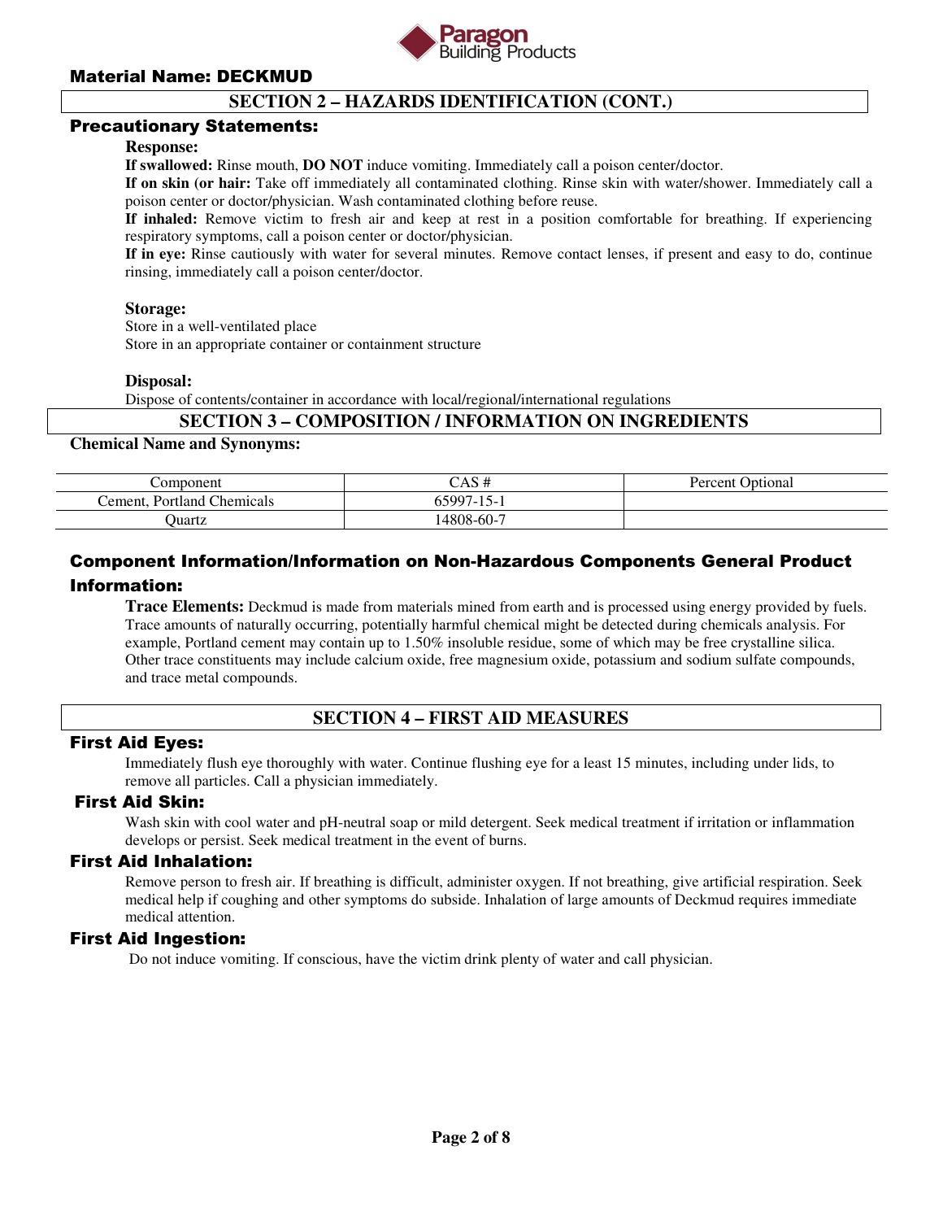Material Name: DECKMUD

## SECTION 2 – HAZARDS IDENTIFICATION (CONT.)

### Precautionary Statements:

**Response:**

**If swallowed:** Rinse mouth, **DO NOT** induce vomiting. Immediately call a poison center/doctor.

**If on skin (or hair:** Take off immediately all contaminated clothing. Rinse skin with water/shower. Immediately call a poison center or doctor/physician. Wash contaminated clothing before reuse.

**If inhaled:** Remove victim to fresh air and keep at rest in a position comfortable for breathing. If experiencing respiratory symptoms, call a poison center or doctor/physician.

**If in eye:** Rinse cautiously with water for several minutes. Remove contact lenses, if present and easy to do, continue rinsing, immediately call a poison center/doctor.

**Storage:**

Store in a well-ventilated place

Store in an appropriate container or containment structure

**Disposal:**

Dispose of contents/container in accordance with local/regional/international regulations

## SECTION 3 – COMPOSITION / INFORMATION ON INGREDIENTS

**Chemical Name and Synonyms:**

| Component | CAS # | Percent Optional |
|---|---|---|
| Cement, Portland Chemicals | 65997-15-1 | |
| Quartz | 14808-60-7 | |

### Component Information/Information on Non-Hazardous Components General Product Information:

**Trace Elements:** Deckmud is made from materials mined from earth and is processed using energy provided by fuels. Trace amounts of naturally occurring, potentially harmful chemical might be detected during chemicals analysis. For example, Portland cement may contain up to 1.50% insoluble residue, some of which may be free crystalline silica. Other trace constituents may include calcium oxide, free magnesium oxide, potassium and sodium sulfate compounds, and trace metal compounds.

## SECTION 4 – FIRST AID MEASURES

### First Aid Eyes:

Immediately flush eye thoroughly with water. Continue flushing eye for a least 15 minutes, including under lids, to remove all particles. Call a physician immediately.

### First Aid Skin:

Wash skin with cool water and pH-neutral soap or mild detergent. Seek medical treatment if irritation or inflammation develops or persist. Seek medical treatment in the event of burns.

### First Aid Inhalation:

Remove person to fresh air. If breathing is difficult, administer oxygen. If not breathing, give artificial respiration. Seek medical help if coughing and other symptoms do subside. Inhalation of large amounts of Deckmud requires immediate medical attention.

### First Aid Ingestion:

Do not induce vomiting. If conscious, have the victim drink plenty of water and call physician.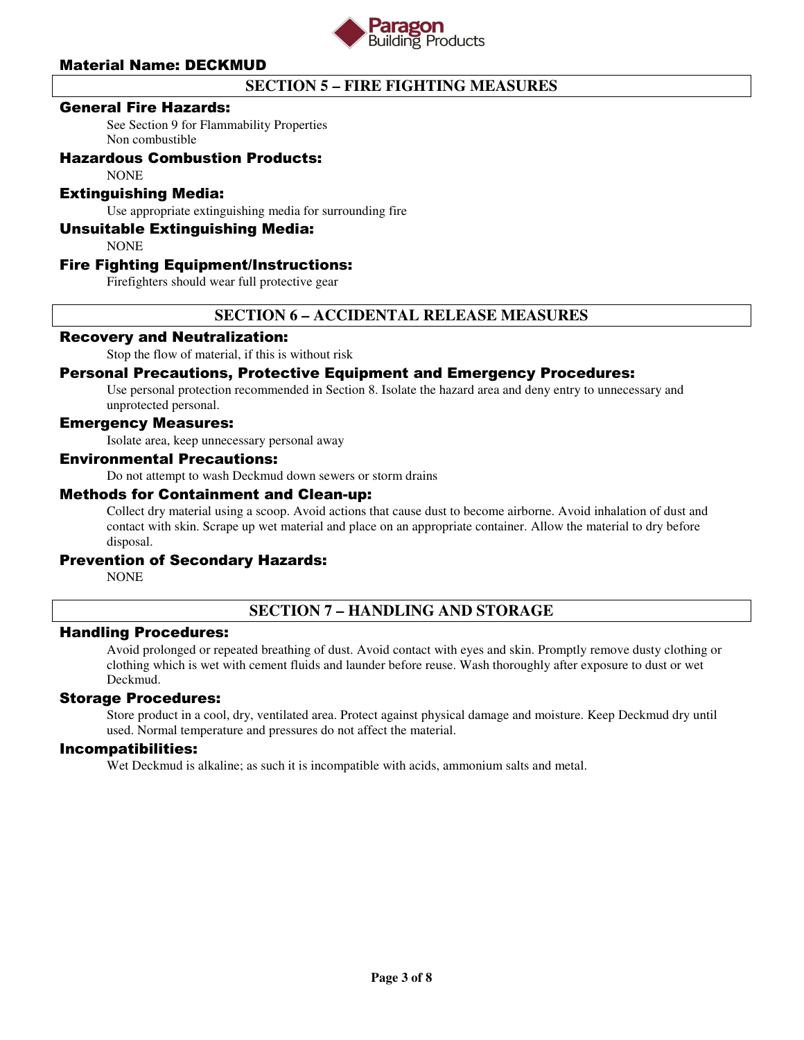Material Name: DECKMUD

## SECTION 5 – FIRE FIGHTING MEASURES

### General Fire Hazards:

See Section 9 for Flammability Properties
Non combustible

### Hazardous Combustion Products:

NONE

### Extinguishing Media:

Use appropriate extinguishing media for surrounding fire

### Unsuitable Extinguishing Media:

NONE

### Fire Fighting Equipment/Instructions:

Firefighters should wear full protective gear

## SECTION 6 – ACCIDENTAL RELEASE MEASURES

### Recovery and Neutralization:

Stop the flow of material, if this is without risk

### Personal Precautions, Protective Equipment and Emergency Procedures:

Use personal protection recommended in Section 8. Isolate the hazard area and deny entry to unnecessary and unprotected personal.

### Emergency Measures:

Isolate area, keep unnecessary personal away

### Environmental Precautions:

Do not attempt to wash Deckmud down sewers or storm drains

### Methods for Containment and Clean-up:

Collect dry material using a scoop. Avoid actions that cause dust to become airborne. Avoid inhalation of dust and contact with skin. Scrape up wet material and place on an appropriate container. Allow the material to dry before disposal.

### Prevention of Secondary Hazards:

NONE

## SECTION 7 – HANDLING AND STORAGE

### Handling Procedures:

Avoid prolonged or repeated breathing of dust. Avoid contact with eyes and skin. Promptly remove dusty clothing or clothing which is wet with cement fluids and launder before reuse. Wash thoroughly after exposure to dust or wet Deckmud.

### Storage Procedures:

Store product in a cool, dry, ventilated area. Protect against physical damage and moisture. Keep Deckmud dry until used. Normal temperature and pressures do not affect the material.

### Incompatibilities:

Wet Deckmud is alkaline; as such it is incompatible with acids, ammonium salts and metal.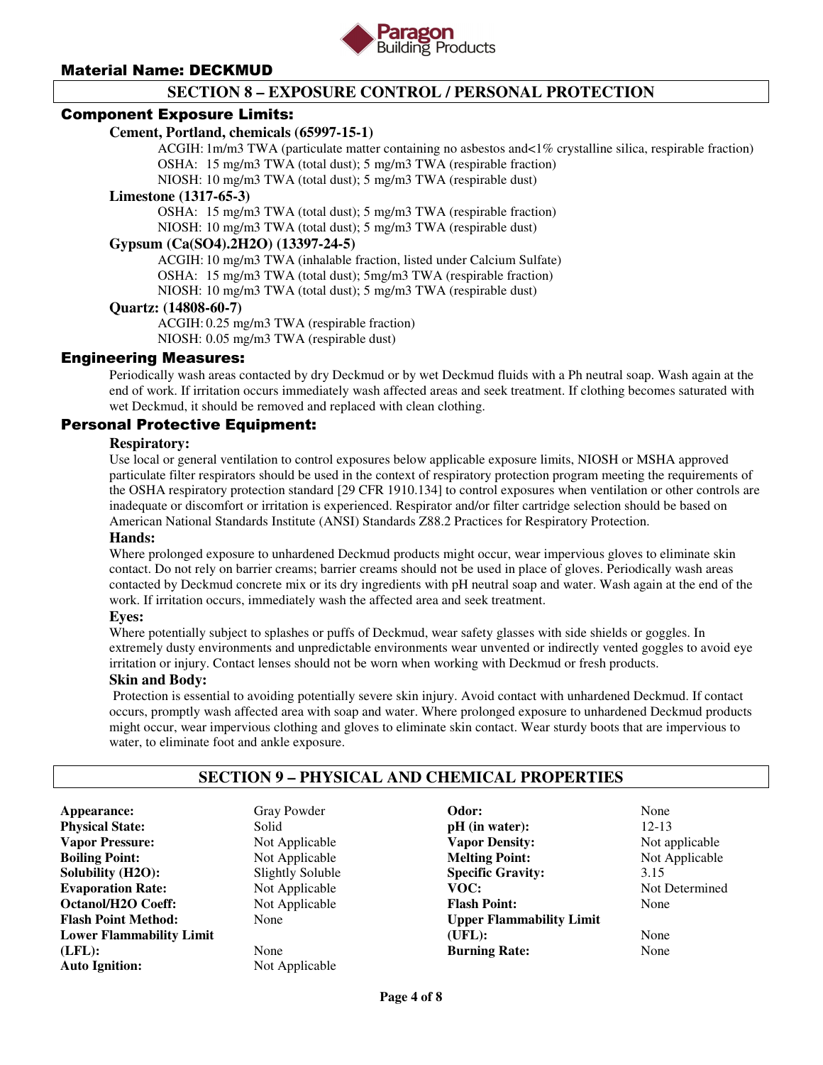Material Name: DECKMUD

## SECTION 8 – EXPOSURE CONTROL / PERSONAL PROTECTION

### Component Exposure Limits:

**Cement, Portland, chemicals (65997-15-1)**

ACGIH: 1m/m3 TWA (particulate matter containing no asbestos and<1% crystalline silica, respirable fraction)
OSHA: 15 mg/m3 TWA (total dust); 5 mg/m3 TWA (respirable fraction)
NIOSH: 10 mg/m3 TWA (total dust); 5 mg/m3 TWA (respirable dust)

**Limestone (1317-65-3)**

OSHA: 15 mg/m3 TWA (total dust); 5 mg/m3 TWA (respirable fraction)
NIOSH: 10 mg/m3 TWA (total dust); 5 mg/m3 TWA (respirable dust)

**Gypsum (Ca(SO4).2H2O) (13397-24-5)**

ACGIH: 10 mg/m3 TWA (inhalable fraction, listed under Calcium Sulfate)
OSHA: 15 mg/m3 TWA (total dust); 5mg/m3 TWA (respirable fraction)
NIOSH: 10 mg/m3 TWA (total dust); 5 mg/m3 TWA (respirable dust)

**Quartz: (14808-60-7)**

ACGIH: 0.25 mg/m3 TWA (respirable fraction)
NIOSH: 0.05 mg/m3 TWA (respirable dust)

### Engineering Measures:

Periodically wash areas contacted by dry Deckmud or by wet Deckmud fluids with a Ph neutral soap. Wash again at the end of work. If irritation occurs immediately wash affected areas and seek treatment. If clothing becomes saturated with wet Deckmud, it should be removed and replaced with clean clothing.

### Personal Protective Equipment:

**Respiratory:**

Use local or general ventilation to control exposures below applicable exposure limits, NIOSH or MSHA approved particulate filter respirators should be used in the context of respiratory protection program meeting the requirements of the OSHA respiratory protection standard [29 CFR 1910.134] to control exposures when ventilation or other controls are inadequate or discomfort or irritation is experienced. Respirator and/or filter cartridge selection should be based on American National Standards Institute (ANSI) Standards Z88.2 Practices for Respiratory Protection.

**Hands:**

Where prolonged exposure to unhardened Deckmud products might occur, wear impervious gloves to eliminate skin contact. Do not rely on barrier creams; barrier creams should not be used in place of gloves. Periodically wash areas contacted by Deckmud concrete mix or its dry ingredients with pH neutral soap and water. Wash again at the end of the work. If irritation occurs, immediately wash the affected area and seek treatment.

**Eyes:**

Where potentially subject to splashes or puffs of Deckmud, wear safety glasses with side shields or goggles. In extremely dusty environments and unpredictable environments wear unvented or indirectly vented goggles to avoid eye irritation or injury. Contact lenses should not be worn when working with Deckmud or fresh products.

**Skin and Body:**

Protection is essential to avoiding potentially severe skin injury. Avoid contact with unhardened Deckmud. If contact occurs, promptly wash affected area with soap and water. Where prolonged exposure to unhardened Deckmud products might occur, wear impervious clothing and gloves to eliminate skin contact. Wear sturdy boots that are impervious to water, to eliminate foot and ankle exposure.

## SECTION 9 – PHYSICAL AND CHEMICAL PROPERTIES

| | | | |
|---|---|---|---|
| **Appearance:** | Gray Powder | **Odor:** | None |
| **Physical State:** | Solid | **pH (in water):** | 12-13 |
| **Vapor Pressure:** | Not Applicable | **Vapor Density:** | Not applicable |
| **Boiling Point:** | Not Applicable | **Melting Point:** | Not Applicable |
| **Solubility (H2O):** | Slightly Soluble | **Specific Gravity:** | 3.15 |
| **Evaporation Rate:** | Not Applicable | **VOC:** | Not Determined |
| **Octanol/H2O Coeff:** | Not Applicable | **Flash Point:** | None |
| **Flash Point Method:** | None | **Upper Flammability Limit (UFL):** | None |
| **Lower Flammability Limit (LFL):** | None | **Burning Rate:** | None |
| **Auto Ignition:** | Not Applicable | | |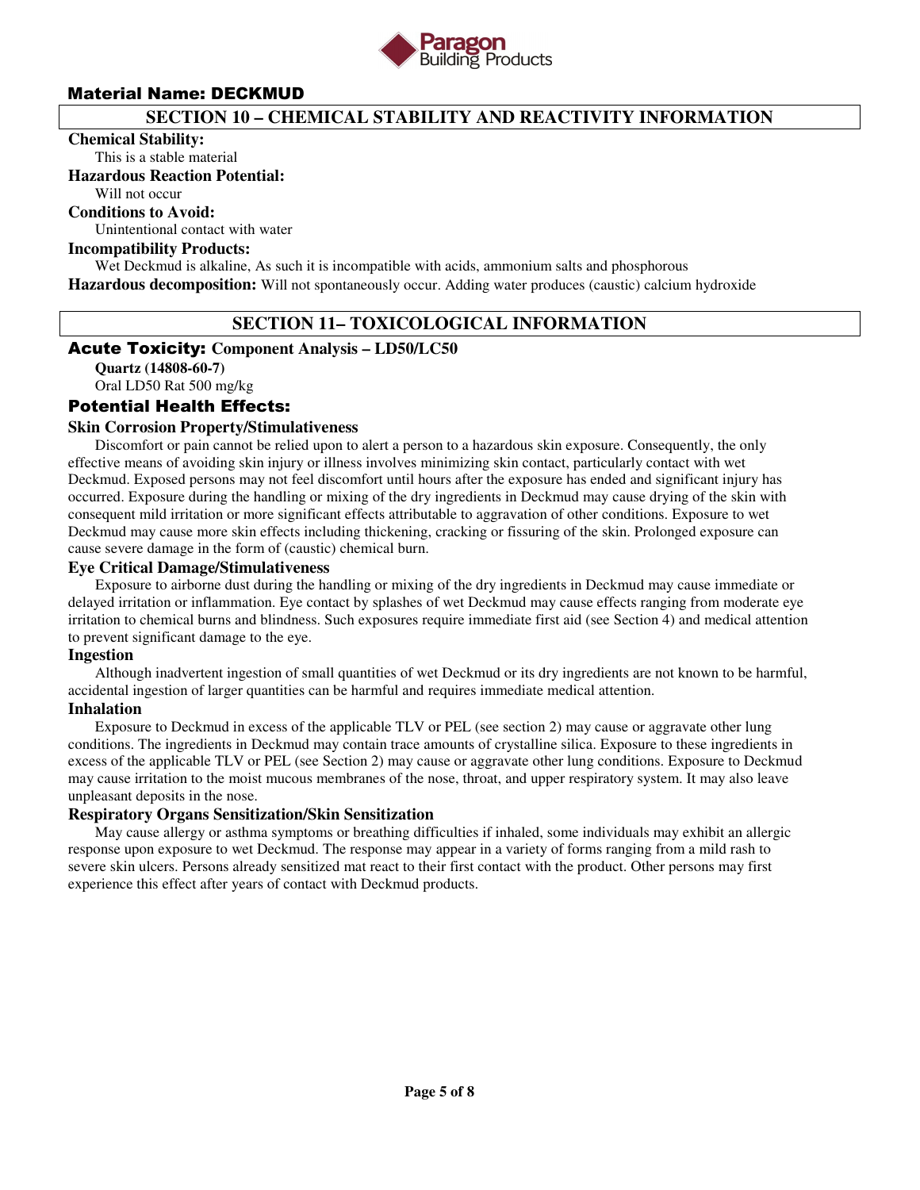## Material Name: DECKMUD

## SECTION 10 – CHEMICAL STABILITY AND REACTIVITY INFORMATION

**Chemical Stability:**

This is a stable material

**Hazardous Reaction Potential:**

Will not occur

**Conditions to Avoid:**

Unintentional contact with water

**Incompatibility Products:**

Wet Deckmud is alkaline, As such it is incompatible with acids, ammonium salts and phosphorous

**Hazardous decomposition:** Will not spontaneously occur. Adding water produces (caustic) calcium hydroxide

## SECTION 11– TOXICOLOGICAL INFORMATION

### Acute Toxicity: Component Analysis – LD50/LC50

**Quartz (14808-60-7)**

Oral LD50 Rat 500 mg/kg

### Potential Health Effects:

**Skin Corrosion Property/Stimulativeness**

Discomfort or pain cannot be relied upon to alert a person to a hazardous skin exposure. Consequently, the only effective means of avoiding skin injury or illness involves minimizing skin contact, particularly contact with wet Deckmud. Exposed persons may not feel discomfort until hours after the exposure has ended and significant injury has occurred. Exposure during the handling or mixing of the dry ingredients in Deckmud may cause drying of the skin with consequent mild irritation or more significant effects attributable to aggravation of other conditions. Exposure to wet Deckmud may cause more skin effects including thickening, cracking or fissuring of the skin. Prolonged exposure can cause severe damage in the form of (caustic) chemical burn.

**Eye Critical Damage/Stimulativeness**

Exposure to airborne dust during the handling or mixing of the dry ingredients in Deckmud may cause immediate or delayed irritation or inflammation. Eye contact by splashes of wet Deckmud may cause effects ranging from moderate eye irritation to chemical burns and blindness. Such exposures require immediate first aid (see Section 4) and medical attention to prevent significant damage to the eye.

**Ingestion**

Although inadvertent ingestion of small quantities of wet Deckmud or its dry ingredients are not known to be harmful, accidental ingestion of larger quantities can be harmful and requires immediate medical attention.

**Inhalation**

Exposure to Deckmud in excess of the applicable TLV or PEL (see section 2) may cause or aggravate other lung conditions. The ingredients in Deckmud may contain trace amounts of crystalline silica. Exposure to these ingredients in excess of the applicable TLV or PEL (see Section 2) may cause or aggravate other lung conditions. Exposure to Deckmud may cause irritation to the moist mucous membranes of the nose, throat, and upper respiratory system. It may also leave unpleasant deposits in the nose.

**Respiratory Organs Sensitization/Skin Sensitization**

May cause allergy or asthma symptoms or breathing difficulties if inhaled, some individuals may exhibit an allergic response upon exposure to wet Deckmud. The response may appear in a variety of forms ranging from a mild rash to severe skin ulcers. Persons already sensitized mat react to their first contact with the product. Other persons may first experience this effect after years of contact with Deckmud products.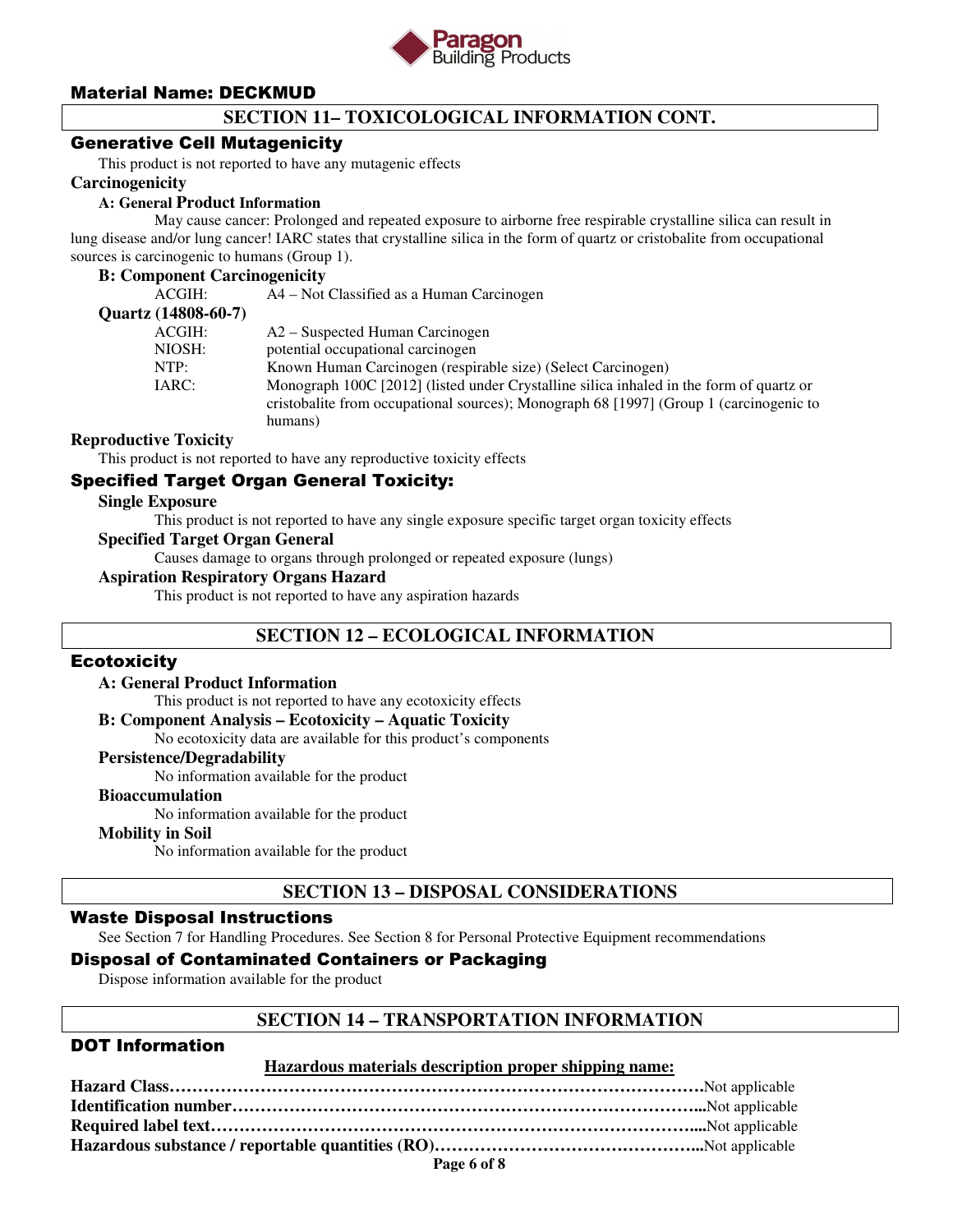## Material Name: DECKMUD

## SECTION 11– TOXICOLOGICAL INFORMATION CONT.

### Generative Cell Mutagenicity

This product is not reported to have any mutagenic effects

**Carcinogenicity**

**A: General Product Information**

May cause cancer: Prolonged and repeated exposure to airborne free respirable crystalline silica can result in lung disease and/or lung cancer! IARC states that crystalline silica in the form of quartz or cristobalite from occupational sources is carcinogenic to humans (Group 1).

**B: Component Carcinogenicity**

| | |
|---|---|
| ACGIH: | A4 – Not Classified as a Human Carcinogen |

**Quartz (14808-60-7)**

| | |
|---|---|
| ACGIH: | A2 – Suspected Human Carcinogen |
| NIOSH: | potential occupational carcinogen |
| NTP: | Known Human Carcinogen (respirable size) (Select Carcinogen) |
| IARC: | Monograph 100C [2012] (listed under Crystalline silica inhaled in the form of quartz or cristobalite from occupational sources); Monograph 68 [1997] (Group 1 (carcinogenic to humans) |

**Reproductive Toxicity**

This product is not reported to have any reproductive toxicity effects

### Specified Target Organ General Toxicity:

**Single Exposure**

This product is not reported to have any single exposure specific target organ toxicity effects

**Specified Target Organ General**

Causes damage to organs through prolonged or repeated exposure (lungs)

**Aspiration Respiratory Organs Hazard**

This product is not reported to have any aspiration hazards

## SECTION 12 – ECOLOGICAL INFORMATION

### Ecotoxicity

**A: General Product Information**

This product is not reported to have any ecotoxicity effects

**B: Component Analysis – Ecotoxicity – Aquatic Toxicity**

No ecotoxicity data are available for this product's components

**Persistence/Degradability**

No information available for the product

**Bioaccumulation**

No information available for the product

**Mobility in Soil**

No information available for the product

## SECTION 13 – DISPOSAL CONSIDERATIONS

### Waste Disposal Instructions

See Section 7 for Handling Procedures. See Section 8 for Personal Protective Equipment recommendations

### Disposal of Contaminated Containers or Packaging

Dispose information available for the product

## SECTION 14 – TRANSPORTATION INFORMATION

### DOT Information

**Hazardous materials description proper shipping name:**

**Hazard Class**……………………………………………………………………………………Not applicable
**Identification number**…………………………………………………………………………...Not applicable
**Required label text**……………………………………………………………………………....Not applicable
**Hazardous substance / reportable quantities (RO)**………………………………………...Not applicable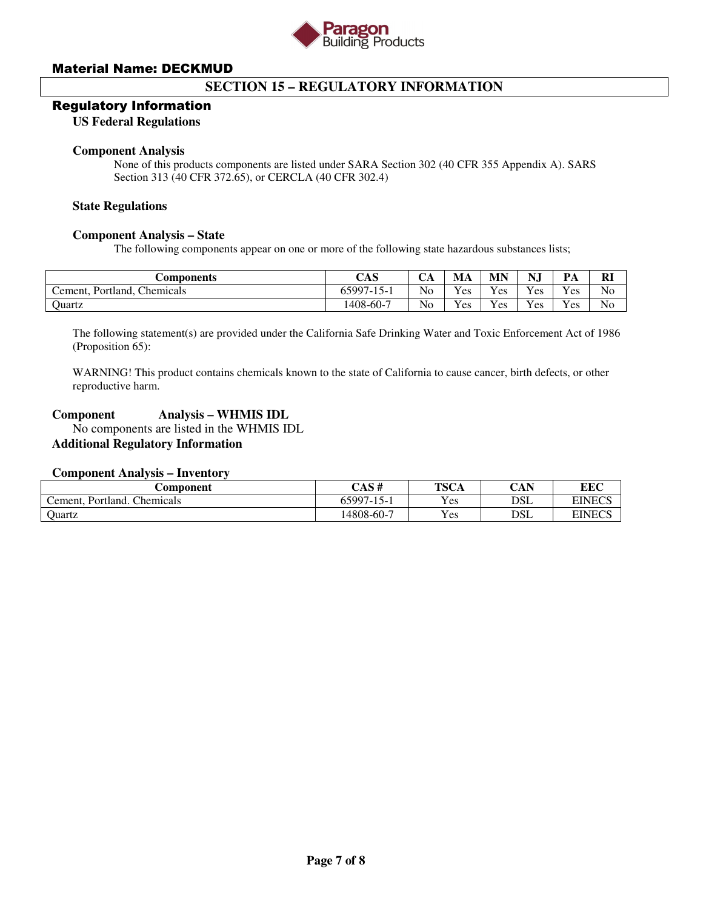Material Name: DECKMUD

## SECTION 15 – REGULATORY INFORMATION

### Regulatory Information

**US Federal Regulations**

**Component Analysis**

None of this products components are listed under SARA Section 302 (40 CFR 355 Appendix A). SARS Section 313 (40 CFR 372.65), or CERCLA (40 CFR 302.4)

**State Regulations**

**Component Analysis – State**

The following components appear on one or more of the following state hazardous substances lists;

| Components | CAS | CA | MA | MN | NJ | PA | RI |
|---|---|---|---|---|---|---|---|
| Cement, Portland, Chemicals | 65997-15-1 | No | Yes | Yes | Yes | Yes | No |
| Quartz | 1408-60-7 | No | Yes | Yes | Yes | Yes | No |

The following statement(s) are provided under the California Safe Drinking Water and Toxic Enforcement Act of 1986 (Proposition 65):

WARNING! This product contains chemicals known to the state of California to cause cancer, birth defects, or other reproductive harm.

**Component Analysis – WHMIS IDL**

No components are listed in the WHMIS IDL

**Additional Regulatory Information**

**Component Analysis – Inventory**

| Component | CAS # | TSCA | CAN | EEC |
|---|---|---|---|---|
| Cement, Portland. Chemicals | 65997-15-1 | Yes | DSL | EINECS |
| Quartz | 14808-60-7 | Yes | DSL | EINECS |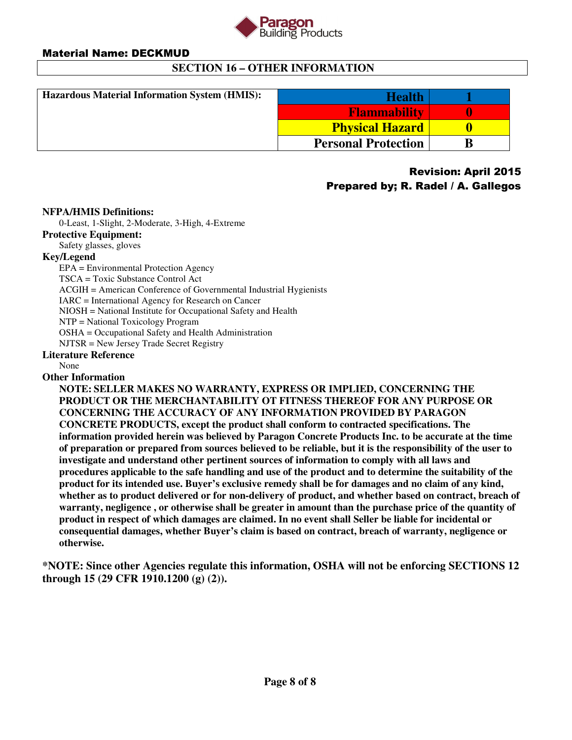**Material Name: DECKMUD**

## SECTION 16 – OTHER INFORMATION

| Hazardous Material Information System (HMIS): | | |
|---|---|---|
| | **Health** | **1** |
| | **Flammability** | **0** |
| | **Physical Hazard** | **0** |
| | **Personal Protection** | **B** |

**Revision: April 2015**
**Prepared by; R. Radel / A. Gallegos**

**NFPA/HMIS Definitions:**
0-Least, 1-Slight, 2-Moderate, 3-High, 4-Extreme

**Protective Equipment:**
Safety glasses, gloves

**Key/Legend**
EPA = Environmental Protection Agency
TSCA = Toxic Substance Control Act
ACGIH = American Conference of Governmental Industrial Hygienists
IARC = International Agency for Research on Cancer
NIOSH = National Institute for Occupational Safety and Health
NTP = National Toxicology Program
OSHA = Occupational Safety and Health Administration
NJTSR = New Jersey Trade Secret Registry

**Literature Reference**
None

**Other Information**
**NOTE: SELLER MAKES NO WARRANTY, EXPRESS OR IMPLIED, CONCERNING THE PRODUCT OR THE MERCHANTABILITY OT FITNESS THEREOF FOR ANY PURPOSE OR CONCERNING THE ACCURACY OF ANY INFORMATION PROVIDED BY PARAGON CONCRETE PRODUCTS, except the product shall conform to contracted specifications. The information provided herein was believed by Paragon Concrete Products Inc. to be accurate at the time of preparation or prepared from sources believed to be reliable, but it is the responsibility of the user to investigate and understand other pertinent sources of information to comply with all laws and procedures applicable to the safe handling and use of the product and to determine the suitability of the product for its intended use. Buyer's exclusive remedy shall be for damages and no claim of any kind, whether as to product delivered or for non-delivery of product, and whether based on contract, breach of warranty, negligence , or otherwise shall be greater in amount than the purchase price of the quantity of product in respect of which damages are claimed. In no event shall Seller be liable for incidental or consequential damages, whether Buyer's claim is based on contract, breach of warranty, negligence or otherwise.**

**\*NOTE: Since other Agencies regulate this information, OSHA will not be enforcing SECTIONS 12 through 15 (29 CFR 1910.1200 (g) (2)).**